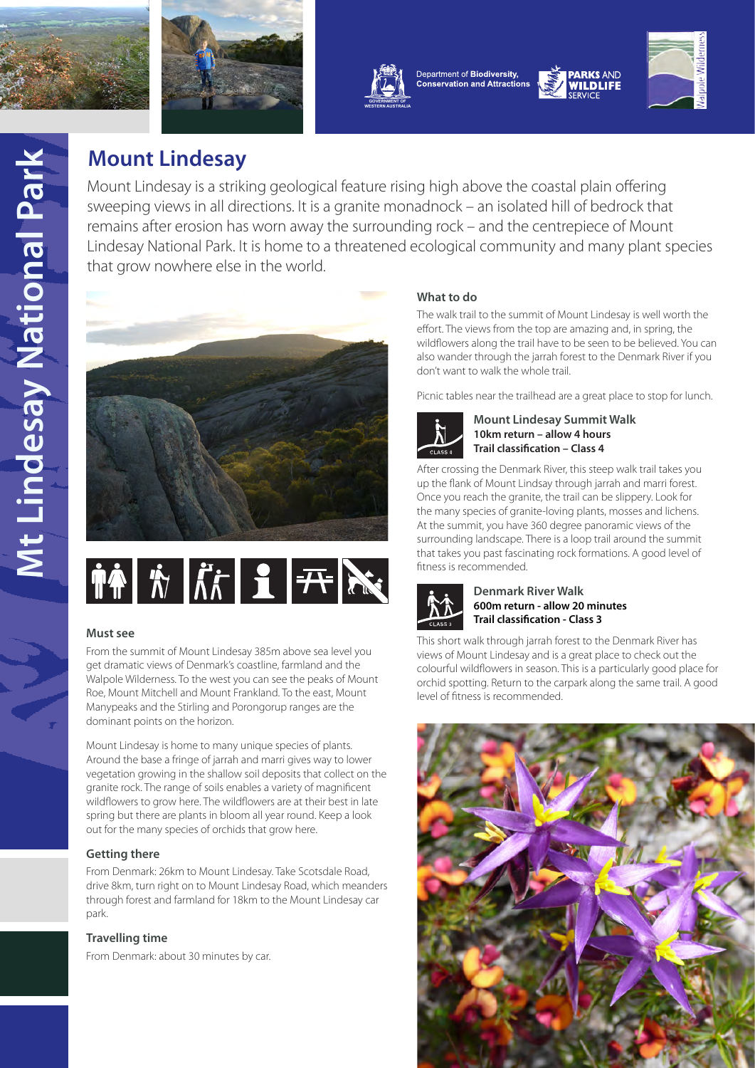Department of **Biodiversity, Conservation and Attractions**

**PARKS AND WILDLIFE SERVICE**

# Mt Lindesay National Park

## Mount Lindesay

Mount Lindesay is a striking geological feature rising high above the coastal plain offering sweeping views in all directions. It is a granite monadnock – an isolated hill of bedrock that remains after erosion has worn away the surrounding rock – and the centrepiece of Mount Lindesay National Park. It is home to a threatened ecological community and many plant species that grow nowhere else in the world.

### Must see

From the summit of Mount Lindesay 385m above sea level you get dramatic views of Denmark's coastline, farmland and the Walpole Wilderness. To the west you can see the peaks of Mount Roe, Mount Mitchell and Mount Frankland. To the east, Mount Manypeaks and the Stirling and Porongorup ranges are the dominant points on the horizon.

Mount Lindesay is home to many unique species of plants. Around the base a fringe of jarrah and marri gives way to lower vegetation growing in the shallow soil deposits that collect on the granite rock. The range of soils enables a variety of magnificent wildflowers to grow here. The wildflowers are at their best in late spring but there are plants in bloom all year round. Keep a look out for the many species of orchids that grow here.

### Getting there

From Denmark: 26km to Mount Lindesay. Take Scotsdale Road, drive 8km, turn right on to Mount Lindesay Road, which meanders through forest and farmland for 18km to the Mount Lindesay car park.

### Travelling time

From Denmark: about 30 minutes by car.

### What to do

The walk trail to the summit of Mount Lindesay is well worth the effort. The views from the top are amazing and, in spring, the wildflowers along the trail have to be seen to be believed. You can also wander through the jarrah forest to the Denmark River if you don't want to walk the whole trail.

Picnic tables near the trailhead are a great place to stop for lunch.

#### Mount Lindesay Summit Walk

**10km return – allow 4 hours**
**Trail classification – Class 4**

After crossing the Denmark River, this steep walk trail takes you up the flank of Mount Lindsay through jarrah and marri forest. Once you reach the granite, the trail can be slippery. Look for the many species of granite-loving plants, mosses and lichens. At the summit, you have 360 degree panoramic views of the surrounding landscape. There is a loop trail around the summit that takes you past fascinating rock formations. A good level of fitness is recommended.

#### Denmark River Walk

**600m return - allow 20 minutes**
**Trail classification - Class 3**

This short walk through jarrah forest to the Denmark River has views of Mount Lindesay and is a great place to check out the colourful wildflowers in season. This is a particularly good place for orchid spotting. Return to the carpark along the same trail. A good level of fitness is recommended.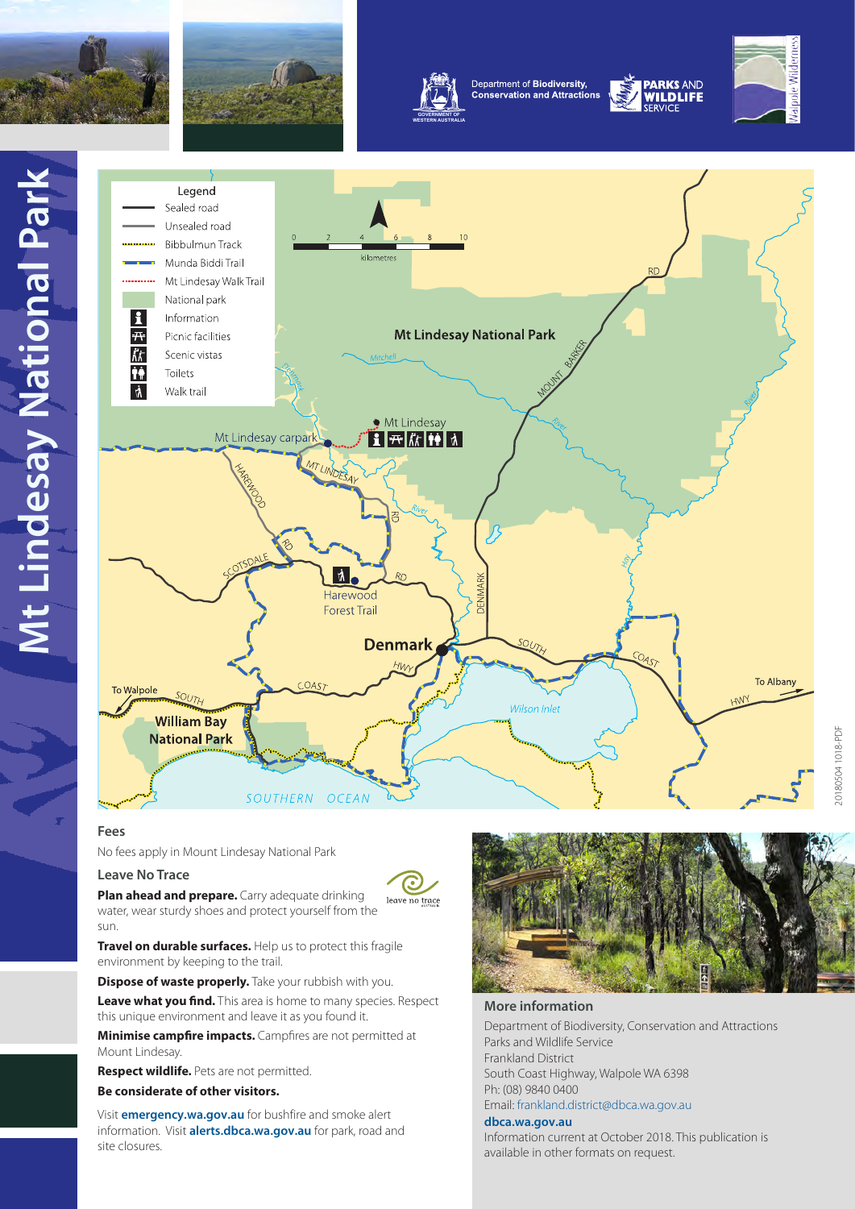# Mt Lindesay National Park

Department of **Biodiversity, Conservation and Attractions**

**PARKS AND WILDLIFE SERVICE**

Legend
Sealed road
Unsealed road
Bibbulmun Track
Munda Biddi Trail
Mt Lindesay Walk Trail
National park
Information
Picnic facilities
Scenic vistas
Toilets
Walk trail

0 2 4 6 8 10
kilometres

Mt Lindesay National Park
Mt Lindesay
Mt Lindesay carpark
Harewood Forest Trail
Denmark
Wilson Inlet
William Bay National Park
SOUTHERN OCEAN
To Walpole
To Albany

## Fees

No fees apply in Mount Lindesay National Park

## Leave No Trace

**Plan ahead and prepare.** Carry adequate drinking water, wear sturdy shoes and protect yourself from the sun.

**Travel on durable surfaces.** Help us to protect this fragile environment by keeping to the trail.

**Dispose of waste properly.** Take your rubbish with you.

**Leave what you find.** This area is home to many species. Respect this unique environment and leave it as you found it.

**Minimise campfire impacts.** Campfires are not permitted at Mount Lindesay.

**Respect wildlife.** Pets are not permitted.

**Be considerate of other visitors.**

Visit **emergency.wa.gov.au** for bushfire and smoke alert information. Visit **alerts.dbca.wa.gov.au** for park, road and site closures.

## More information

Department of Biodiversity, Conservation and Attractions
Parks and Wildlife Service
Frankland District
South Coast Highway, Walpole WA 6398
Ph: (08) 9840 0400
Email: frankland.district@dbca.wa.gov.au

**dbca.wa.gov.au**

Information current at October 2018. This publication is available in other formats on request.

20180504 1018-PDF